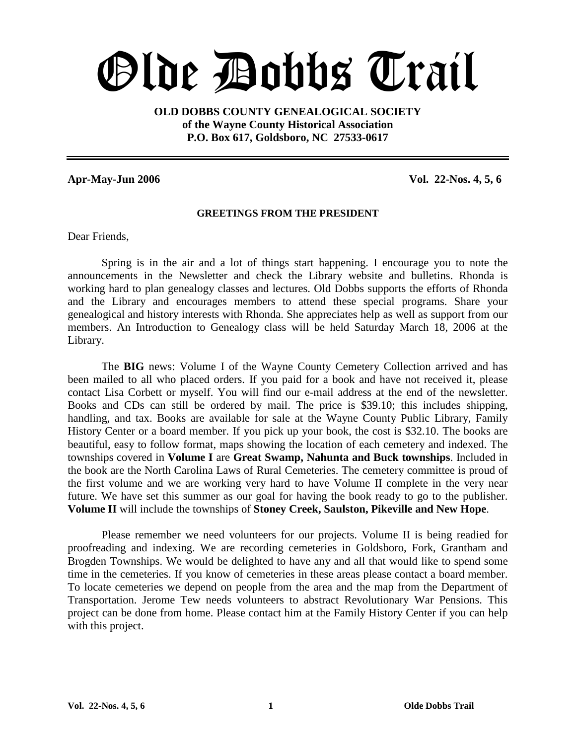# Olde Dobbs Trail

**OLD DOBBS COUNTY GENEALOGICAL SOCIETY**
**of the Wayne County Historical Association**
**P.O. Box 617, Goldsboro, NC 27533-0617**

---

**Apr-May-Jun 2006** **Vol. 22-Nos. 4, 5, 6**

### GREETINGS FROM THE PRESIDENT

Dear Friends,

Spring is in the air and a lot of things start happening. I encourage you to note the announcements in the Newsletter and check the Library website and bulletins. Rhonda is working hard to plan genealogy classes and lectures. Old Dobbs supports the efforts of Rhonda and the Library and encourages members to attend these special programs. Share your genealogical and history interests with Rhonda. She appreciates help as well as support from our members. An Introduction to Genealogy class will be held Saturday March 18, 2006 at the Library.

The **BIG** news: Volume I of the Wayne County Cemetery Collection arrived and has been mailed to all who placed orders. If you paid for a book and have not received it, please contact Lisa Corbett or myself. You will find our e-mail address at the end of the newsletter. Books and CDs can still be ordered by mail. The price is $39.10; this includes shipping, handling, and tax. Books are available for sale at the Wayne County Public Library, Family History Center or a board member. If you pick up your book, the cost is $32.10. The books are beautiful, easy to follow format, maps showing the location of each cemetery and indexed. The townships covered in **Volume I** are **Great Swamp, Nahunta and Buck townships**. Included in the book are the North Carolina Laws of Rural Cemeteries. The cemetery committee is proud of the first volume and we are working very hard to have Volume II complete in the very near future. We have set this summer as our goal for having the book ready to go to the publisher. **Volume II** will include the townships of **Stoney Creek, Saulston, Pikeville and New Hope**.

Please remember we need volunteers for our projects. Volume II is being readied for proofreading and indexing. We are recording cemeteries in Goldsboro, Fork, Grantham and Brogden Townships. We would be delighted to have any and all that would like to spend some time in the cemeteries. If you know of cemeteries in these areas please contact a board member. To locate cemeteries we depend on people from the area and the map from the Department of Transportation. Jerome Tew needs volunteers to abstract Revolutionary War Pensions. This project can be done from home. Please contact him at the Family History Center if you can help with this project.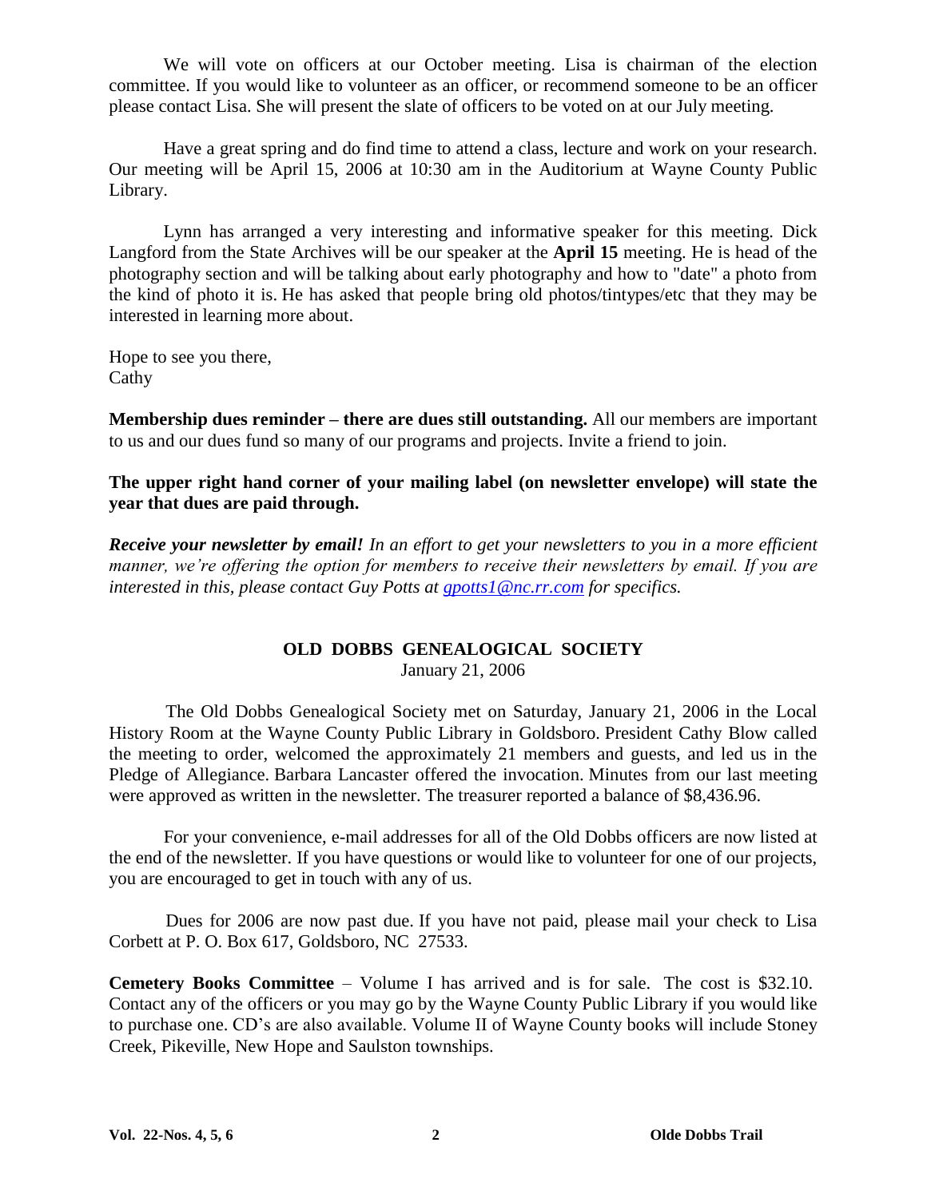We will vote on officers at our October meeting. Lisa is chairman of the election committee. If you would like to volunteer as an officer, or recommend someone to be an officer please contact Lisa. She will present the slate of officers to be voted on at our July meeting.

Have a great spring and do find time to attend a class, lecture and work on your research. Our meeting will be April 15, 2006 at 10:30 am in the Auditorium at Wayne County Public Library.

Lynn has arranged a very interesting and informative speaker for this meeting. Dick Langford from the State Archives will be our speaker at the **April 15** meeting. He is head of the photography section and will be talking about early photography and how to "date" a photo from the kind of photo it is. He has asked that people bring old photos/tintypes/etc that they may be interested in learning more about.

Hope to see you there,
Cathy

**Membership dues reminder – there are dues still outstanding.** All our members are important to us and our dues fund so many of our programs and projects. Invite a friend to join.

**The upper right hand corner of your mailing label (on newsletter envelope) will state the year that dues are paid through.**

***Receive your newsletter by email!*** *In an effort to get your newsletters to you in a more efficient manner, we're offering the option for members to receive their newsletters by email. If you are interested in this, please contact Guy Potts at [gpotts1@nc.rr.com](mailto:gpotts1@nc.rr.com) for specifics.*

## OLD DOBBS GENEALOGICAL SOCIETY

January 21, 2006

The Old Dobbs Genealogical Society met on Saturday, January 21, 2006 in the Local History Room at the Wayne County Public Library in Goldsboro. President Cathy Blow called the meeting to order, welcomed the approximately 21 members and guests, and led us in the Pledge of Allegiance. Barbara Lancaster offered the invocation. Minutes from our last meeting were approved as written in the newsletter. The treasurer reported a balance of $8,436.96.

For your convenience, e-mail addresses for all of the Old Dobbs officers are now listed at the end of the newsletter. If you have questions or would like to volunteer for one of our projects, you are encouraged to get in touch with any of us.

Dues for 2006 are now past due. If you have not paid, please mail your check to Lisa Corbett at P. O. Box 617, Goldsboro, NC 27533.

**Cemetery Books Committee** – Volume I has arrived and is for sale. The cost is $32.10. Contact any of the officers or you may go by the Wayne County Public Library if you would like to purchase one. CD's are also available. Volume II of Wayne County books will include Stoney Creek, Pikeville, New Hope and Saulston townships.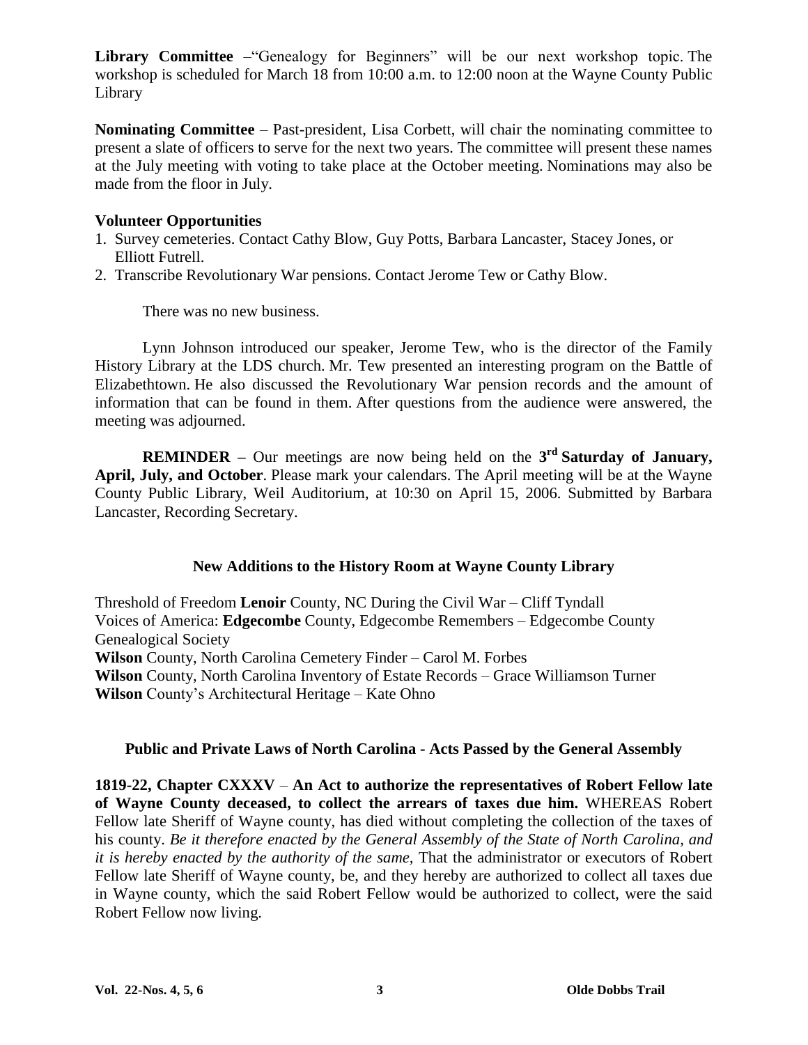**Library Committee** –"Genealogy for Beginners" will be our next workshop topic. The workshop is scheduled for March 18 from 10:00 a.m. to 12:00 noon at the Wayne County Public Library

**Nominating Committee** – Past-president, Lisa Corbett, will chair the nominating committee to present a slate of officers to serve for the next two years. The committee will present these names at the July meeting with voting to take place at the October meeting. Nominations may also be made from the floor in July.

**Volunteer Opportunities**

1. Survey cemeteries. Contact Cathy Blow, Guy Potts, Barbara Lancaster, Stacey Jones, or Elliott Futrell.
2. Transcribe Revolutionary War pensions. Contact Jerome Tew or Cathy Blow.

There was no new business.

Lynn Johnson introduced our speaker, Jerome Tew, who is the director of the Family History Library at the LDS church. Mr. Tew presented an interesting program on the Battle of Elizabethtown. He also discussed the Revolutionary War pension records and the amount of information that can be found in them. After questions from the audience were answered, the meeting was adjourned.

**REMINDER –** Our meetings are now being held on the **3rd Saturday of January, April, July, and October**. Please mark your calendars. The April meeting will be at the Wayne County Public Library, Weil Auditorium, at 10:30 on April 15, 2006. Submitted by Barbara Lancaster, Recording Secretary.

### New Additions to the History Room at Wayne County Library

Threshold of Freedom **Lenoir** County, NC During the Civil War – Cliff Tyndall
Voices of America: **Edgecombe** County, Edgecombe Remembers – Edgecombe County Genealogical Society
**Wilson** County, North Carolina Cemetery Finder – Carol M. Forbes
**Wilson** County, North Carolina Inventory of Estate Records – Grace Williamson Turner
**Wilson** County's Architectural Heritage – Kate Ohno

### Public and Private Laws of North Carolina - Acts Passed by the General Assembly

**1819-22, Chapter CXXXV** – **An Act to authorize the representatives of Robert Fellow late of Wayne County deceased, to collect the arrears of taxes due him.** WHEREAS Robert Fellow late Sheriff of Wayne county, has died without completing the collection of the taxes of his county. *Be it therefore enacted by the General Assembly of the State of North Carolina, and it is hereby enacted by the authority of the same*, That the administrator or executors of Robert Fellow late Sheriff of Wayne county, be, and they hereby are authorized to collect all taxes due in Wayne county, which the said Robert Fellow would be authorized to collect, were the said Robert Fellow now living.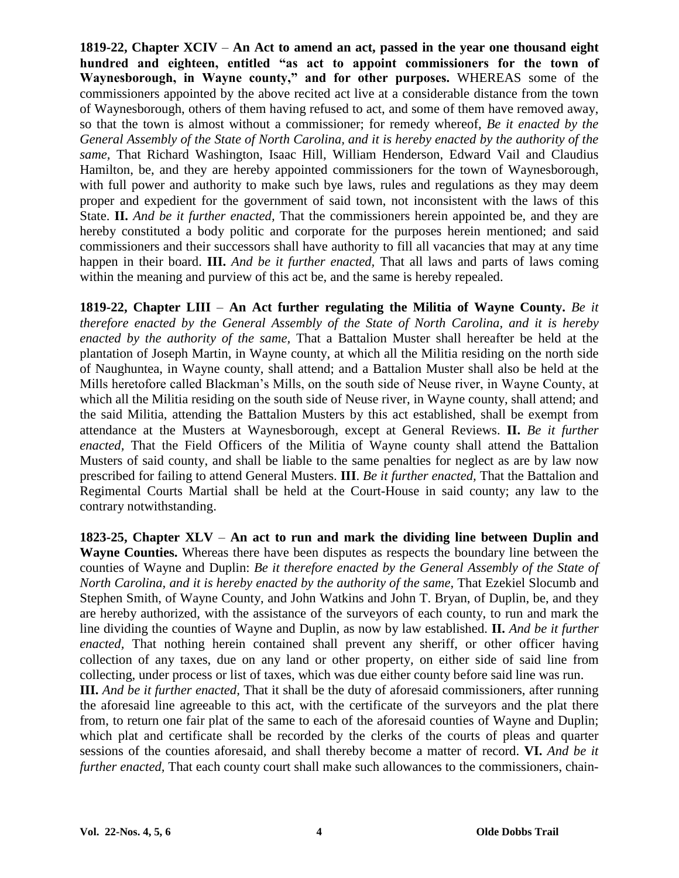**1819-22, Chapter XCIV** – **An Act to amend an act, passed in the year one thousand eight hundred and eighteen, entitled "as act to appoint commissioners for the town of Waynesborough, in Wayne county," and for other purposes.** WHEREAS some of the commissioners appointed by the above recited act live at a considerable distance from the town of Waynesborough, others of them having refused to act, and some of them have removed away, so that the town is almost without a commissioner; for remedy whereof, *Be it enacted by the General Assembly of the State of North Carolina, and it is hereby enacted by the authority of the same,* That Richard Washington, Isaac Hill, William Henderson, Edward Vail and Claudius Hamilton, be, and they are hereby appointed commissioners for the town of Waynesborough, with full power and authority to make such bye laws, rules and regulations as they may deem proper and expedient for the government of said town, not inconsistent with the laws of this State. **II.** *And be it further enacted,* That the commissioners herein appointed be, and they are hereby constituted a body politic and corporate for the purposes herein mentioned; and said commissioners and their successors shall have authority to fill all vacancies that may at any time happen in their board. **III.** *And be it further enacted,* That all laws and parts of laws coming within the meaning and purview of this act be, and the same is hereby repealed.

**1819-22, Chapter LIII** – **An Act further regulating the Militia of Wayne County.** *Be it therefore enacted by the General Assembly of the State of North Carolina, and it is hereby enacted by the authority of the same,* That a Battalion Muster shall hereafter be held at the plantation of Joseph Martin, in Wayne county, at which all the Militia residing on the north side of Naughuntea, in Wayne county, shall attend; and a Battalion Muster shall also be held at the Mills heretofore called Blackman's Mills, on the south side of Neuse river, in Wayne County, at which all the Militia residing on the south side of Neuse river, in Wayne county, shall attend; and the said Militia, attending the Battalion Musters by this act established, shall be exempt from attendance at the Musters at Waynesborough, except at General Reviews. **II.** *Be it further enacted,* That the Field Officers of the Militia of Wayne county shall attend the Battalion Musters of said county, and shall be liable to the same penalties for neglect as are by law now prescribed for failing to attend General Musters. **III**. *Be it further enacted,* That the Battalion and Regimental Courts Martial shall be held at the Court-House in said county; any law to the contrary notwithstanding.

**1823-25, Chapter XLV** – **An act to run and mark the dividing line between Duplin and Wayne Counties.** Whereas there have been disputes as respects the boundary line between the counties of Wayne and Duplin: *Be it therefore enacted by the General Assembly of the State of North Carolina, and it is hereby enacted by the authority of the same,* That Ezekiel Slocumb and Stephen Smith, of Wayne County, and John Watkins and John T. Bryan, of Duplin, be, and they are hereby authorized, with the assistance of the surveyors of each county, to run and mark the line dividing the counties of Wayne and Duplin, as now by law established. **II.** *And be it further enacted,* That nothing herein contained shall prevent any sheriff, or other officer having collection of any taxes, due on any land or other property, on either side of said line from collecting, under process or list of taxes, which was due either county before said line was run.
**III.** *And be it further enacted,* That it shall be the duty of aforesaid commissioners, after running the aforesaid line agreeable to this act, with the certificate of the surveyors and the plat there from, to return one fair plat of the same to each of the aforesaid counties of Wayne and Duplin; which plat and certificate shall be recorded by the clerks of the courts of pleas and quarter sessions of the counties aforesaid, and shall thereby become a matter of record. **VI.** *And be it further enacted,* That each county court shall make such allowances to the commissioners, chain-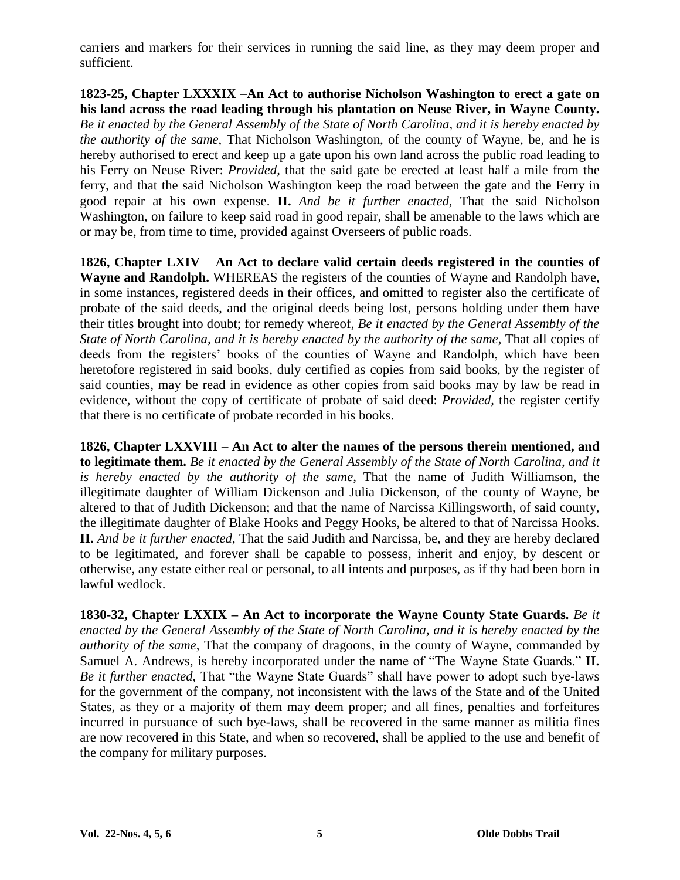carriers and markers for their services in running the said line, as they may deem proper and sufficient.

**1823-25, Chapter LXXXIX** –**An Act to authorise Nicholson Washington to erect a gate on his land across the road leading through his plantation on Neuse River, in Wayne County.** *Be it enacted by the General Assembly of the State of North Carolina, and it is hereby enacted by the authority of the same*, That Nicholson Washington, of the county of Wayne, be, and he is hereby authorised to erect and keep up a gate upon his own land across the public road leading to his Ferry on Neuse River: *Provided*, that the said gate be erected at least half a mile from the ferry, and that the said Nicholson Washington keep the road between the gate and the Ferry in good repair at his own expense. **II.** *And be it further enacted*, That the said Nicholson Washington, on failure to keep said road in good repair, shall be amenable to the laws which are or may be, from time to time, provided against Overseers of public roads.

**1826, Chapter LXIV** – **An Act to declare valid certain deeds registered in the counties of Wayne and Randolph.** WHEREAS the registers of the counties of Wayne and Randolph have, in some instances, registered deeds in their offices, and omitted to register also the certificate of probate of the said deeds, and the original deeds being lost, persons holding under them have their titles brought into doubt; for remedy whereof, *Be it enacted by the General Assembly of the State of North Carolina, and it is hereby enacted by the authority of the same*, That all copies of deeds from the registers' books of the counties of Wayne and Randolph, which have been heretofore registered in said books, duly certified as copies from said books, by the register of said counties, may be read in evidence as other copies from said books may by law be read in evidence, without the copy of certificate of probate of said deed: *Provided*, the register certify that there is no certificate of probate recorded in his books.

**1826, Chapter LXXVIII** – **An Act to alter the names of the persons therein mentioned, and to legitimate them.** *Be it enacted by the General Assembly of the State of North Carolina, and it is hereby enacted by the authority of the same*, That the name of Judith Williamson, the illegitimate daughter of William Dickenson and Julia Dickenson, of the county of Wayne, be altered to that of Judith Dickenson; and that the name of Narcissa Killingsworth, of said county, the illegitimate daughter of Blake Hooks and Peggy Hooks, be altered to that of Narcissa Hooks. **II.** *And be it further enacted*, That the said Judith and Narcissa, be, and they are hereby declared to be legitimated, and forever shall be capable to possess, inherit and enjoy, by descent or otherwise, any estate either real or personal, to all intents and purposes, as if thy had been born in lawful wedlock.

**1830-32, Chapter LXXIX – An Act to incorporate the Wayne County State Guards.** *Be it enacted by the General Assembly of the State of North Carolina, and it is hereby enacted by the authority of the same*, That the company of dragoons, in the county of Wayne, commanded by Samuel A. Andrews, is hereby incorporated under the name of "The Wayne State Guards." **II.** *Be it further enacted*, That "the Wayne State Guards" shall have power to adopt such bye-laws for the government of the company, not inconsistent with the laws of the State and of the United States, as they or a majority of them may deem proper; and all fines, penalties and forfeitures incurred in pursuance of such bye-laws, shall be recovered in the same manner as militia fines are now recovered in this State, and when so recovered, shall be applied to the use and benefit of the company for military purposes.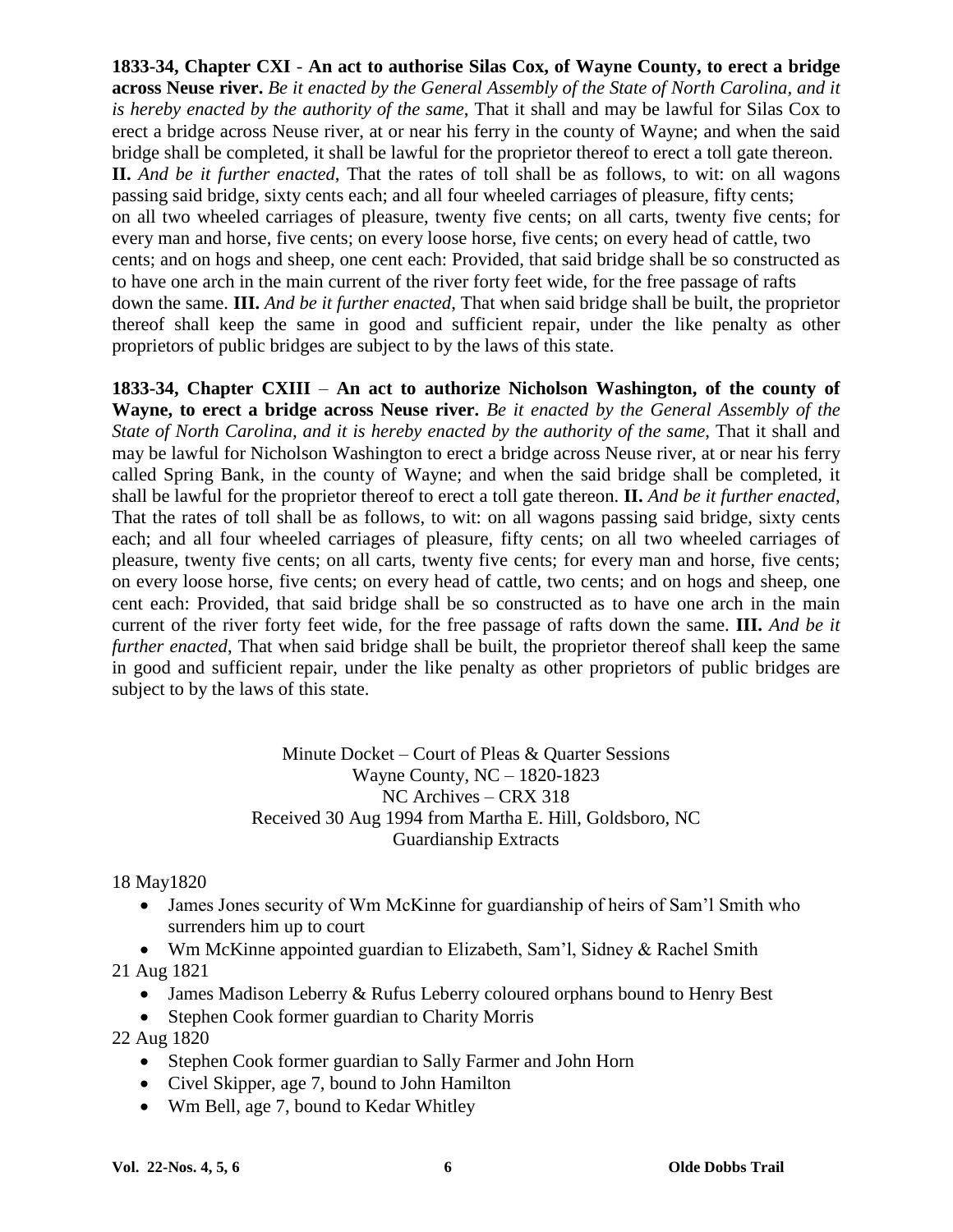**1833-34, Chapter CXI - An act to authorise Silas Cox, of Wayne County, to erect a bridge across Neuse river.** *Be it enacted by the General Assembly of the State of North Carolina, and it is hereby enacted by the authority of the same*, That it shall and may be lawful for Silas Cox to erect a bridge across Neuse river, at or near his ferry in the county of Wayne; and when the said bridge shall be completed, it shall be lawful for the proprietor thereof to erect a toll gate thereon. **II.** *And be it further enacted*, That the rates of toll shall be as follows, to wit: on all wagons passing said bridge, sixty cents each; and all four wheeled carriages of pleasure, fifty cents; on all two wheeled carriages of pleasure, twenty five cents; on all carts, twenty five cents; for every man and horse, five cents; on every loose horse, five cents; on every head of cattle, two cents; and on hogs and sheep, one cent each: Provided, that said bridge shall be so constructed as to have one arch in the main current of the river forty feet wide, for the free passage of rafts down the same. **III.** *And be it further enacted*, That when said bridge shall be built, the proprietor thereof shall keep the same in good and sufficient repair, under the like penalty as other proprietors of public bridges are subject to by the laws of this state.

**1833-34, Chapter CXIII – An act to authorize Nicholson Washington, of the county of Wayne, to erect a bridge across Neuse river.** *Be it enacted by the General Assembly of the State of North Carolina, and it is hereby enacted by the authority of the same*, That it shall and may be lawful for Nicholson Washington to erect a bridge across Neuse river, at or near his ferry called Spring Bank, in the county of Wayne; and when the said bridge shall be completed, it shall be lawful for the proprietor thereof to erect a toll gate thereon. **II.** *And be it further enacted*, That the rates of toll shall be as follows, to wit: on all wagons passing said bridge, sixty cents each; and all four wheeled carriages of pleasure, fifty cents; on all two wheeled carriages of pleasure, twenty five cents; on all carts, twenty five cents; for every man and horse, five cents; on every loose horse, five cents; on every head of cattle, two cents; and on hogs and sheep, one cent each: Provided, that said bridge shall be so constructed as to have one arch in the main current of the river forty feet wide, for the free passage of rafts down the same. **III.** *And be it further enacted*, That when said bridge shall be built, the proprietor thereof shall keep the same in good and sufficient repair, under the like penalty as other proprietors of public bridges are subject to by the laws of this state.

Minute Docket – Court of Pleas & Quarter Sessions
Wayne County, NC – 1820-1823
NC Archives – CRX 318
Received 30 Aug 1994 from Martha E. Hill, Goldsboro, NC
Guardianship Extracts

18 May1820

- James Jones security of Wm McKinne for guardianship of heirs of Sam'l Smith who surrenders him up to court
- Wm McKinne appointed guardian to Elizabeth, Sam'l, Sidney & Rachel Smith

21 Aug 1821

- James Madison Leberry & Rufus Leberry coloured orphans bound to Henry Best
- Stephen Cook former guardian to Charity Morris

22 Aug 1820

- Stephen Cook former guardian to Sally Farmer and John Horn
- Civel Skipper, age 7, bound to John Hamilton
- Wm Bell, age 7, bound to Kedar Whitley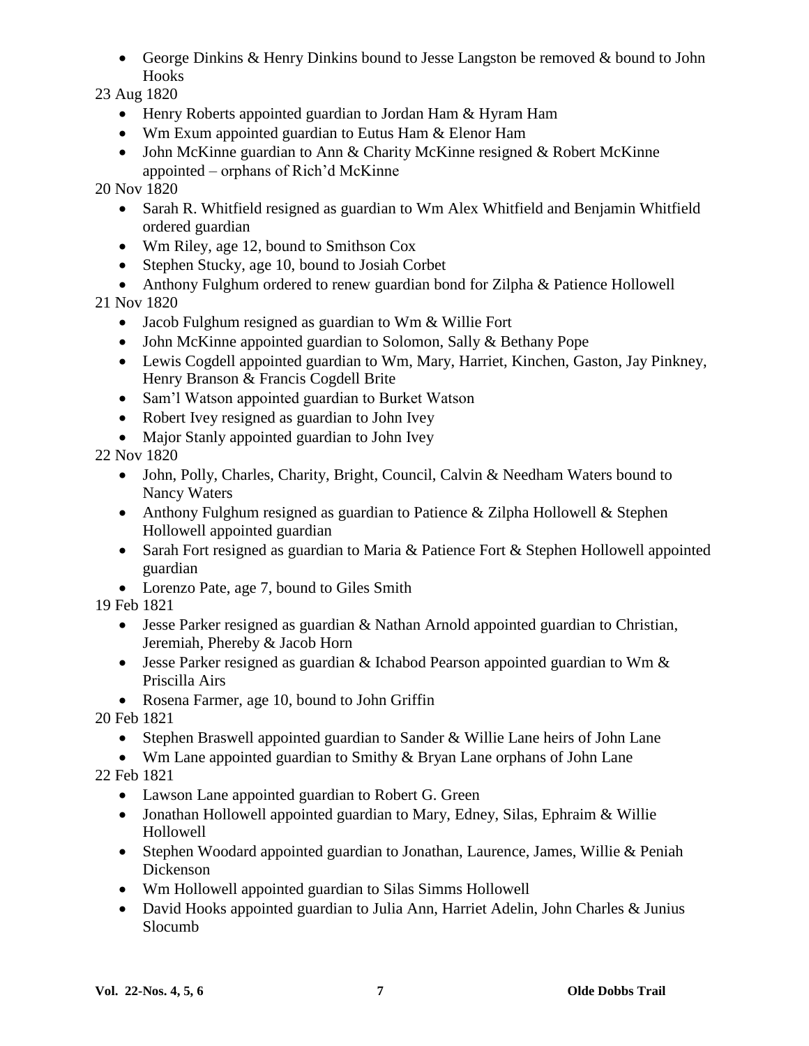- George Dinkins & Henry Dinkins bound to Jesse Langston be removed & bound to John Hooks

23 Aug 1820

- Henry Roberts appointed guardian to Jordan Ham & Hyram Ham
- Wm Exum appointed guardian to Eutus Ham & Elenor Ham
- John McKinne guardian to Ann & Charity McKinne resigned & Robert McKinne appointed – orphans of Rich'd McKinne

20 Nov 1820

- Sarah R. Whitfield resigned as guardian to Wm Alex Whitfield and Benjamin Whitfield ordered guardian
- Wm Riley, age 12, bound to Smithson Cox
- Stephen Stucky, age 10, bound to Josiah Corbet
- Anthony Fulghum ordered to renew guardian bond for Zilpha & Patience Hollowell

21 Nov 1820

- Jacob Fulghum resigned as guardian to Wm & Willie Fort
- John McKinne appointed guardian to Solomon, Sally & Bethany Pope
- Lewis Cogdell appointed guardian to Wm, Mary, Harriet, Kinchen, Gaston, Jay Pinkney, Henry Branson & Francis Cogdell Brite
- Sam'l Watson appointed guardian to Burket Watson
- Robert Ivey resigned as guardian to John Ivey
- Major Stanly appointed guardian to John Ivey

22 Nov 1820

- John, Polly, Charles, Charity, Bright, Council, Calvin & Needham Waters bound to Nancy Waters
- Anthony Fulghum resigned as guardian to Patience & Zilpha Hollowell & Stephen Hollowell appointed guardian
- Sarah Fort resigned as guardian to Maria & Patience Fort & Stephen Hollowell appointed guardian
- Lorenzo Pate, age 7, bound to Giles Smith

19 Feb 1821

- Jesse Parker resigned as guardian & Nathan Arnold appointed guardian to Christian, Jeremiah, Phereby & Jacob Horn
- Jesse Parker resigned as guardian & Ichabod Pearson appointed guardian to Wm & Priscilla Airs
- Rosena Farmer, age 10, bound to John Griffin

20 Feb 1821

- Stephen Braswell appointed guardian to Sander & Willie Lane heirs of John Lane
- Wm Lane appointed guardian to Smithy & Bryan Lane orphans of John Lane

22 Feb 1821

- Lawson Lane appointed guardian to Robert G. Green
- Jonathan Hollowell appointed guardian to Mary, Edney, Silas, Ephraim & Willie Hollowell
- Stephen Woodard appointed guardian to Jonathan, Laurence, James, Willie & Peniah Dickenson
- Wm Hollowell appointed guardian to Silas Simms Hollowell
- David Hooks appointed guardian to Julia Ann, Harriet Adelin, John Charles & Junius Slocumb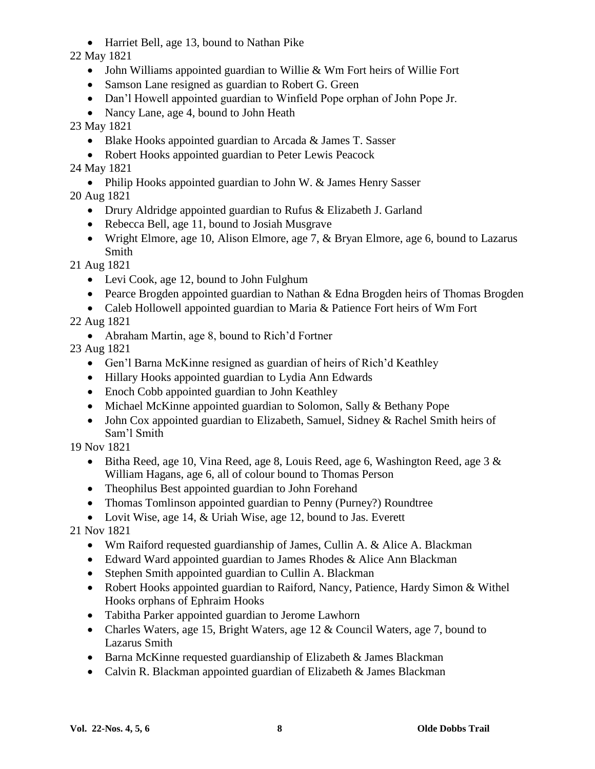- Harriet Bell, age 13, bound to Nathan Pike

22 May 1821

- John Williams appointed guardian to Willie & Wm Fort heirs of Willie Fort
- Samson Lane resigned as guardian to Robert G. Green
- Dan'l Howell appointed guardian to Winfield Pope orphan of John Pope Jr.
- Nancy Lane, age 4, bound to John Heath

23 May 1821

- Blake Hooks appointed guardian to Arcada & James T. Sasser
- Robert Hooks appointed guardian to Peter Lewis Peacock

24 May 1821

- Philip Hooks appointed guardian to John W. & James Henry Sasser

20 Aug 1821

- Drury Aldridge appointed guardian to Rufus & Elizabeth J. Garland
- Rebecca Bell, age 11, bound to Josiah Musgrave
- Wright Elmore, age 10, Alison Elmore, age 7, & Bryan Elmore, age 6, bound to Lazarus Smith

21 Aug 1821

- Levi Cook, age 12, bound to John Fulghum
- Pearce Brogden appointed guardian to Nathan & Edna Brogden heirs of Thomas Brogden
- Caleb Hollowell appointed guardian to Maria & Patience Fort heirs of Wm Fort

22 Aug 1821

- Abraham Martin, age 8, bound to Rich'd Fortner

23 Aug 1821

- Gen'l Barna McKinne resigned as guardian of heirs of Rich'd Keathley
- Hillary Hooks appointed guardian to Lydia Ann Edwards
- Enoch Cobb appointed guardian to John Keathley
- Michael McKinne appointed guardian to Solomon, Sally & Bethany Pope
- John Cox appointed guardian to Elizabeth, Samuel, Sidney & Rachel Smith heirs of Sam'l Smith

19 Nov 1821

- Bitha Reed, age 10, Vina Reed, age 8, Louis Reed, age 6, Washington Reed, age 3 & William Hagans, age 6, all of colour bound to Thomas Person
- Theophilus Best appointed guardian to John Forehand
- Thomas Tomlinson appointed guardian to Penny (Purney?) Roundtree
- Lovit Wise, age 14, & Uriah Wise, age 12, bound to Jas. Everett

21 Nov 1821

- Wm Raiford requested guardianship of James, Cullin A. & Alice A. Blackman
- Edward Ward appointed guardian to James Rhodes & Alice Ann Blackman
- Stephen Smith appointed guardian to Cullin A. Blackman
- Robert Hooks appointed guardian to Raiford, Nancy, Patience, Hardy Simon & Withel Hooks orphans of Ephraim Hooks
- Tabitha Parker appointed guardian to Jerome Lawhorn
- Charles Waters, age 15, Bright Waters, age 12 & Council Waters, age 7, bound to Lazarus Smith
- Barna McKinne requested guardianship of Elizabeth & James Blackman
- Calvin R. Blackman appointed guardian of Elizabeth & James Blackman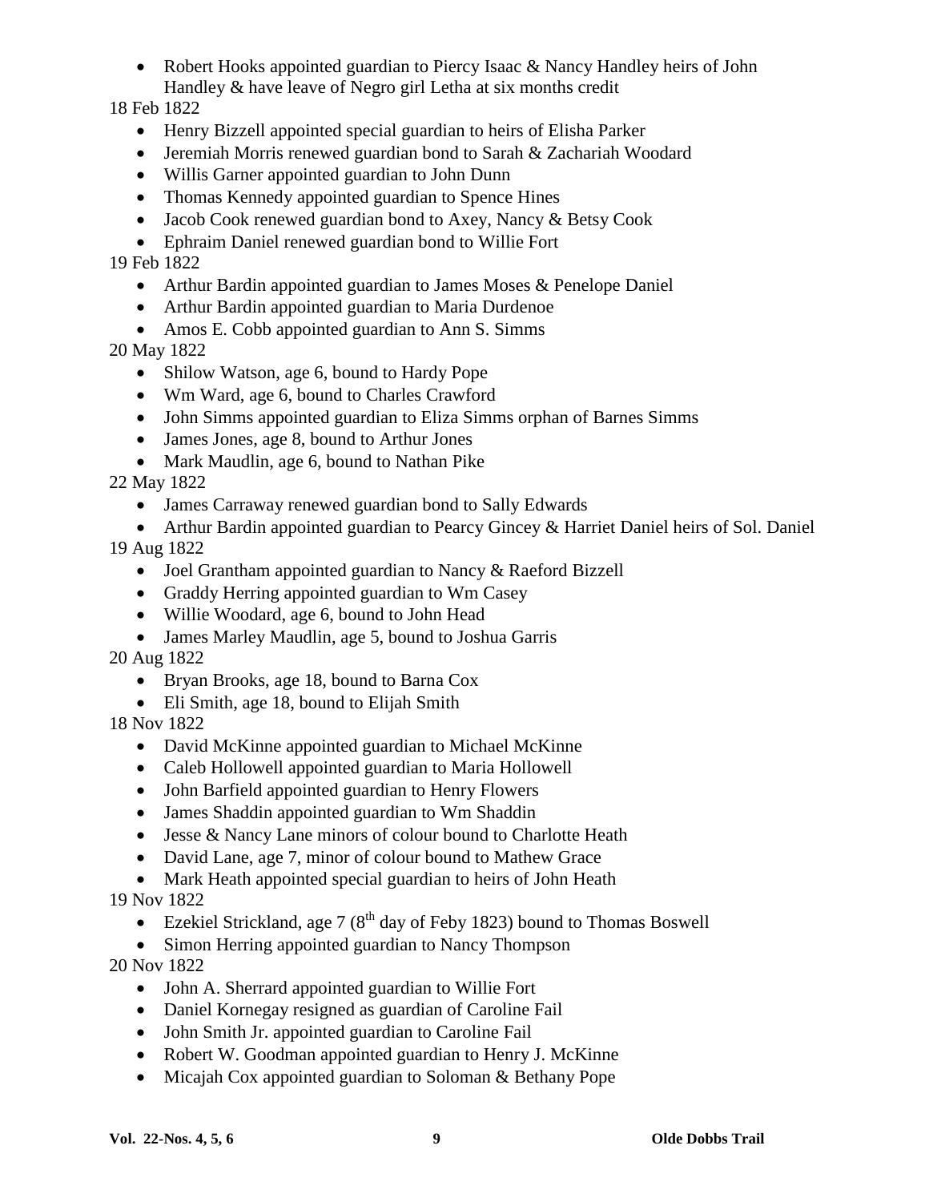- Robert Hooks appointed guardian to Piercy Isaac & Nancy Handley heirs of John Handley & have leave of Negro girl Letha at six months credit

18 Feb 1822

- Henry Bizzell appointed special guardian to heirs of Elisha Parker
- Jeremiah Morris renewed guardian bond to Sarah & Zachariah Woodard
- Willis Garner appointed guardian to John Dunn
- Thomas Kennedy appointed guardian to Spence Hines
- Jacob Cook renewed guardian bond to Axey, Nancy & Betsy Cook
- Ephraim Daniel renewed guardian bond to Willie Fort

19 Feb 1822

- Arthur Bardin appointed guardian to James Moses & Penelope Daniel
- Arthur Bardin appointed guardian to Maria Durdenoe
- Amos E. Cobb appointed guardian to Ann S. Simms

20 May 1822

- Shilow Watson, age 6, bound to Hardy Pope
- Wm Ward, age 6, bound to Charles Crawford
- John Simms appointed guardian to Eliza Simms orphan of Barnes Simms
- James Jones, age 8, bound to Arthur Jones
- Mark Maudlin, age 6, bound to Nathan Pike

22 May 1822

- James Carraway renewed guardian bond to Sally Edwards
- Arthur Bardin appointed guardian to Pearcy Gincey & Harriet Daniel heirs of Sol. Daniel

19 Aug 1822

- Joel Grantham appointed guardian to Nancy & Raeford Bizzell
- Graddy Herring appointed guardian to Wm Casey
- Willie Woodard, age 6, bound to John Head
- James Marley Maudlin, age 5, bound to Joshua Garris

20 Aug 1822

- Bryan Brooks, age 18, bound to Barna Cox
- Eli Smith, age 18, bound to Elijah Smith

18 Nov 1822

- David McKinne appointed guardian to Michael McKinne
- Caleb Hollowell appointed guardian to Maria Hollowell
- John Barfield appointed guardian to Henry Flowers
- James Shaddin appointed guardian to Wm Shaddin
- Jesse & Nancy Lane minors of colour bound to Charlotte Heath
- David Lane, age 7, minor of colour bound to Mathew Grace
- Mark Heath appointed special guardian to heirs of John Heath

19 Nov 1822

- Ezekiel Strickland, age 7 (8th day of Feby 1823) bound to Thomas Boswell
- Simon Herring appointed guardian to Nancy Thompson

20 Nov 1822

- John A. Sherrard appointed guardian to Willie Fort
- Daniel Kornegay resigned as guardian of Caroline Fail
- John Smith Jr. appointed guardian to Caroline Fail
- Robert W. Goodman appointed guardian to Henry J. McKinne
- Micajah Cox appointed guardian to Soloman & Bethany Pope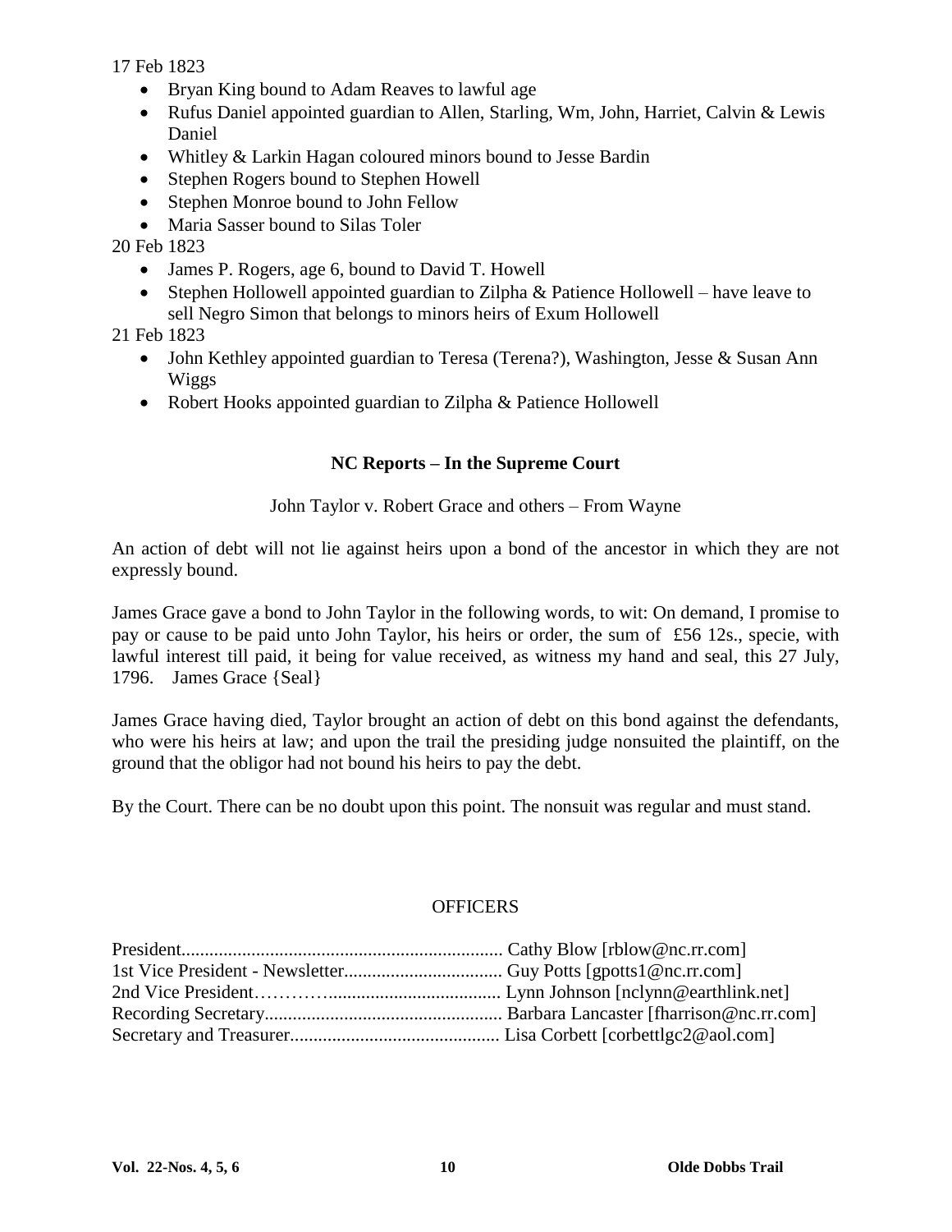17 Feb 1823

- Bryan King bound to Adam Reaves to lawful age
- Rufus Daniel appointed guardian to Allen, Starling, Wm, John, Harriet, Calvin & Lewis Daniel
- Whitley & Larkin Hagan coloured minors bound to Jesse Bardin
- Stephen Rogers bound to Stephen Howell
- Stephen Monroe bound to John Fellow
- Maria Sasser bound to Silas Toler

20 Feb 1823

- James P. Rogers, age 6, bound to David T. Howell
- Stephen Hollowell appointed guardian to Zilpha & Patience Hollowell – have leave to sell Negro Simon that belongs to minors heirs of Exum Hollowell

21 Feb 1823

- John Kethley appointed guardian to Teresa (Terena?), Washington, Jesse & Susan Ann Wiggs
- Robert Hooks appointed guardian to Zilpha & Patience Hollowell

## NC Reports – In the Supreme Court

John Taylor v. Robert Grace and others – From Wayne

An action of debt will not lie against heirs upon a bond of the ancestor in which they are not expressly bound.

James Grace gave a bond to John Taylor in the following words, to wit: On demand, I promise to pay or cause to be paid unto John Taylor, his heirs or order, the sum of £56 12s., specie, with lawful interest till paid, it being for value received, as witness my hand and seal, this 27 July, 1796. James Grace {Seal}

James Grace having died, Taylor brought an action of debt on this bond against the defendants, who were his heirs at law; and upon the trail the presiding judge nonsuited the plaintiff, on the ground that the obligor had not bound his heirs to pay the debt.

By the Court. There can be no doubt upon this point. The nonsuit was regular and must stand.

## OFFICERS

President...................................................................... Cathy Blow [rblow@nc.rr.com]
1st Vice President - Newsletter.................................. Guy Potts [gpotts1@nc.rr.com]
2nd Vice President………….................................... Lynn Johnson [nclynn@earthlink.net]
Recording Secretary.................................................. Barbara Lancaster [fharrison@nc.rr.com]
Secretary and Treasurer............................................ Lisa Corbett [corbettlgc2@aol.com]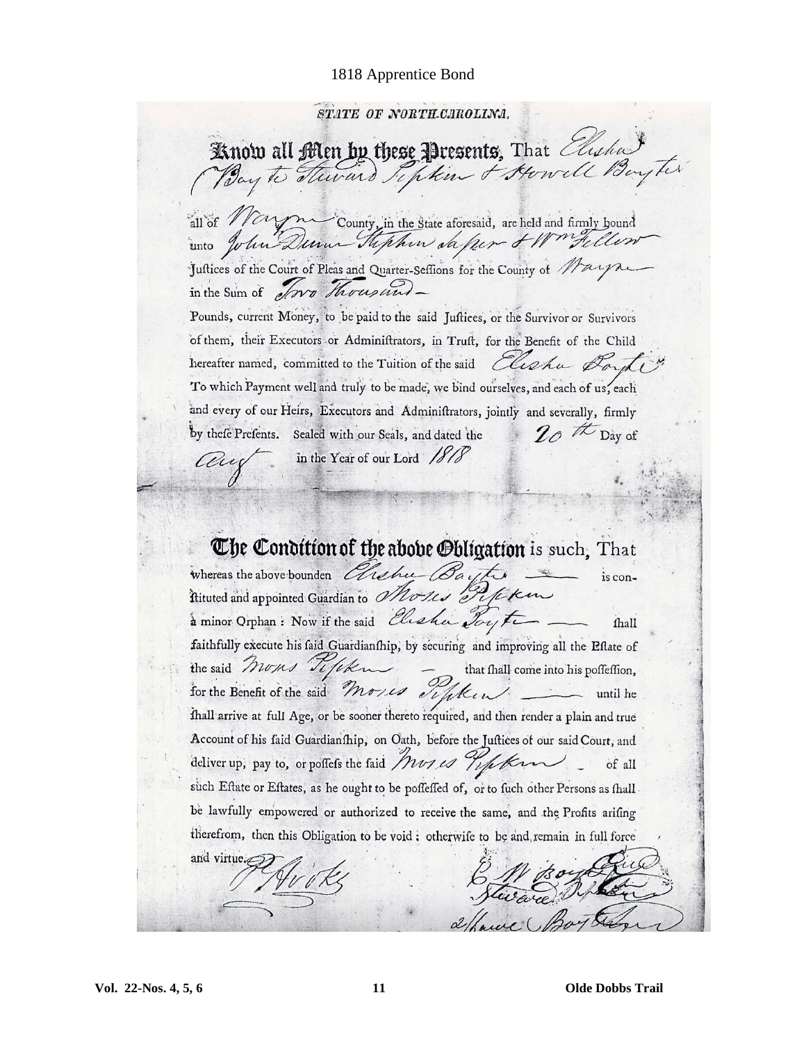# 1818 Apprentice Bond

STATE OF NORTH-CAROLINA.

**Know all Men by these Presents,** That Elisha Boyte Steward Pipkin & Howell Boyte

all of Wayne County, in the State aforesaid, are held and firmly bound unto John Dunn Stephen Sasser & Wm Fellow Justices of the Court of Pleas and Quarter-Sessions for the County of Wayne in the Sum of Two Thousand Pounds, current Money, to be paid to the said Justices, or the Survivor or Survivors of them, their Executors or Administrators, in Trust, for the Benefit of the Child hereafter named, committed to the Tuition of the said Elisha Boyte To which Payment well and truly to be made, we bind ourselves, and each of us, each and every of our Heirs, Executors and Administrators, jointly and severally, firmly by these Presents. Sealed with our Seals, and dated the 20th Day of Aug in the Year of our Lord 1818

**The Condition of the above Obligation** is such, That whereas the above bounden Elisha Boyte is constituted and appointed Guardian to Moses Pipkin a minor Orphan: Now if the said Elisha Boyte shall faithfully execute his said Guardianship, by securing and improving all the Estate of the said Moses Pipkin that shall come into his possession, for the Benefit of the said Moses Pipkin until he shall arrive at full Age, or be sooner thereto required, and then render a plain and true Account of his said Guardianship, on Oath, before the Justices of our said Court, and deliver up, pay to, or possess the said Moses Pipkin of all such Estate or Estates, as he ought to be possessed of, or to such other Persons as shall be lawfully empowered or authorized to receive the same, and the Profits arising therefrom, then this Obligation to be void; otherwise to be and remain in full force and virtue.

P Hooks

E W Boyte
Steward Pipkin
Howell Boyte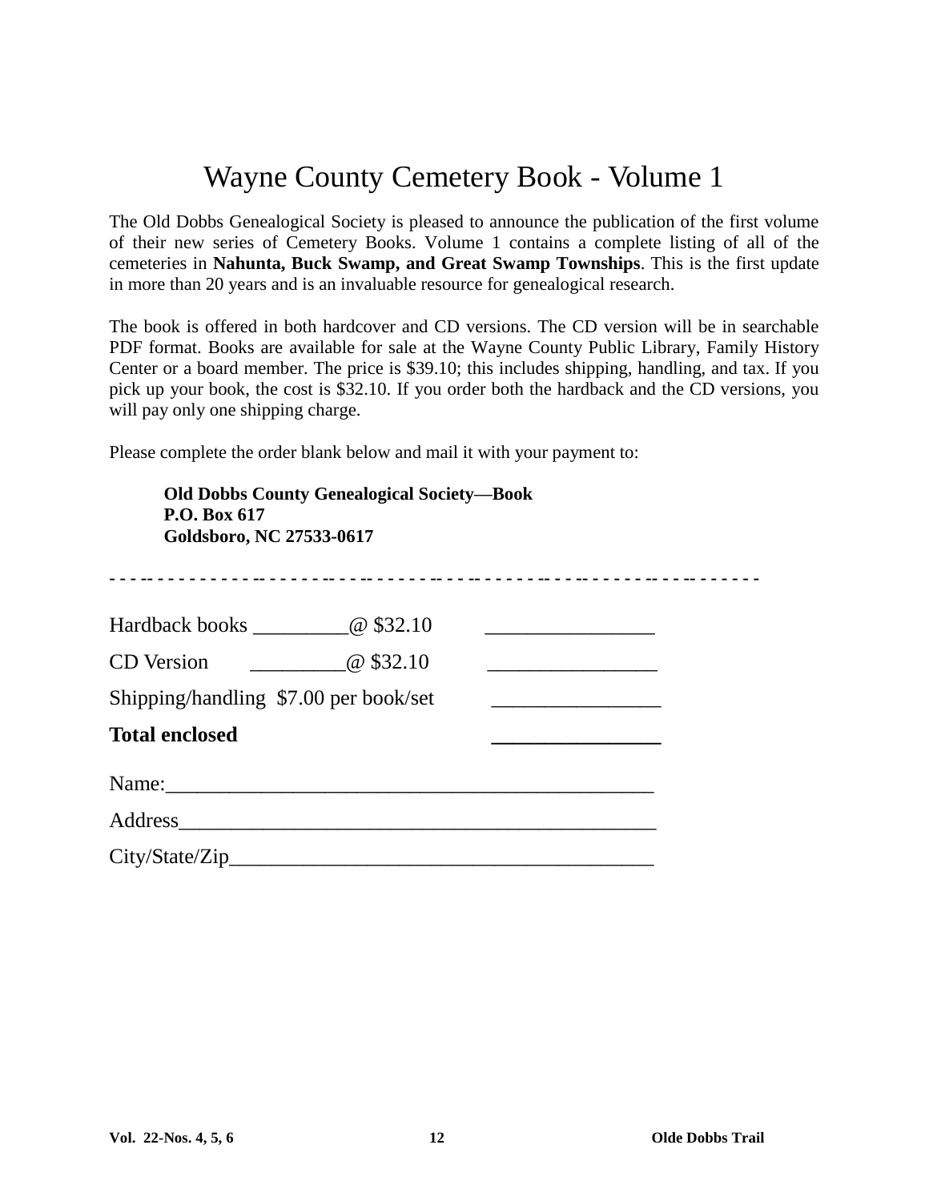# Wayne County Cemetery Book - Volume 1

The Old Dobbs Genealogical Society is pleased to announce the publication of the first volume of their new series of Cemetery Books. Volume 1 contains a complete listing of all of the cemeteries in **Nahunta, Buck Swamp, and Great Swamp Townships**. This is the first update in more than 20 years and is an invaluable resource for genealogical research.

The book is offered in both hardcover and CD versions. The CD version will be in searchable PDF format. Books are available for sale at the Wayne County Public Library, Family History Center or a board member. The price is $39.10; this includes shipping, handling, and tax. If you pick up your book, the cost is $32.10. If you order both the hardback and the CD versions, you will pay only one shipping charge.

Please complete the order blank below and mail it with your payment to:

> **Old Dobbs County Genealogical Society—Book**
> **P.O. Box 617**
> **Goldsboro, NC 27533-0617**

- - - - - - - - - - - - - - - - - - - - - - - - - - - - - - - - - - - - - - - - - - - - - - - - - - - - - - - - - - - - - - -

Hardback books _________@ $32.10 ________________

CD Version _________@ $32.10 ________________

Shipping/handling $7.00 per book/set ________________

**Total enclosed** ________________

Name:_____________________________________________

Address____________________________________________

City/State/Zip________________________________________